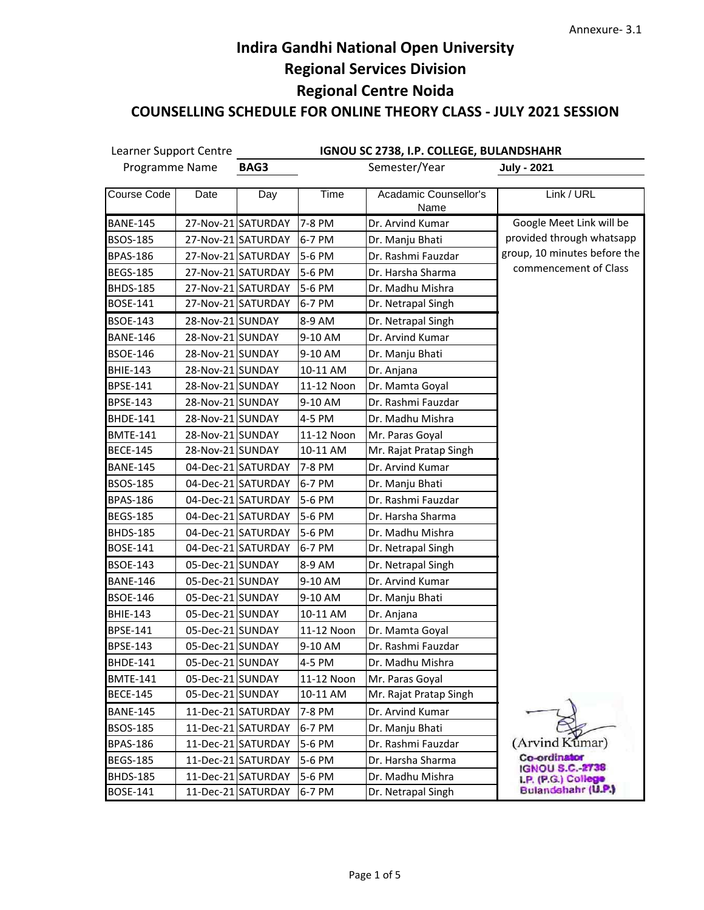Annexure- 3.1

# Indira Gandhi National Open University
## Regional Services Division
## Regional Centre Noida
### COUNSELLING SCHEDULE FOR ONLINE THEORY CLASS - JULY 2021 SESSION

Learner Support Centre: **IGNOU SC 2738, I.P. COLLEGE, BULANDSHAHR**

Programme Name: **BAG3** Semester/Year: **July - 2021**

| Course Code | Date | Day | Time | Acadamic Counsellor's Name | Link / URL |
|---|---|---|---|---|---|
| BANE-145 | 27-Nov-21 | SATURDAY | 7-8 PM | Dr. Arvind Kumar | Google Meet Link will be provided through whatsapp group, 10 minutes before the commencement of Class |
| BSOS-185 | 27-Nov-21 | SATURDAY | 6-7 PM | Dr. Manju Bhati | |
| BPAS-186 | 27-Nov-21 | SATURDAY | 5-6 PM | Dr. Rashmi Fauzdar | |
| BEGS-185 | 27-Nov-21 | SATURDAY | 5-6 PM | Dr. Harsha Sharma | |
| BHDS-185 | 27-Nov-21 | SATURDAY | 5-6 PM | Dr. Madhu Mishra | |
| BOSE-141 | 27-Nov-21 | SATURDAY | 6-7 PM | Dr. Netrapal Singh | |
| BSOE-143 | 28-Nov-21 | SUNDAY | 8-9 AM | Dr. Netrapal Singh | |
| BANE-146 | 28-Nov-21 | SUNDAY | 9-10 AM | Dr. Arvind Kumar | |
| BSOE-146 | 28-Nov-21 | SUNDAY | 9-10 AM | Dr. Manju Bhati | |
| BHIE-143 | 28-Nov-21 | SUNDAY | 10-11 AM | Dr. Anjana | |
| BPSE-141 | 28-Nov-21 | SUNDAY | 11-12 Noon | Dr. Mamta Goyal | |
| BPSE-143 | 28-Nov-21 | SUNDAY | 9-10 AM | Dr. Rashmi Fauzdar | |
| BHDE-141 | 28-Nov-21 | SUNDAY | 4-5 PM | Dr. Madhu Mishra | |
| BMTE-141 | 28-Nov-21 | SUNDAY | 11-12 Noon | Mr. Paras Goyal | |
| BECE-145 | 28-Nov-21 | SUNDAY | 10-11 AM | Mr. Rajat Pratap Singh | |
| BANE-145 | 04-Dec-21 | SATURDAY | 7-8 PM | Dr. Arvind Kumar | |
| BSOS-185 | 04-Dec-21 | SATURDAY | 6-7 PM | Dr. Manju Bhati | |
| BPAS-186 | 04-Dec-21 | SATURDAY | 5-6 PM | Dr. Rashmi Fauzdar | |
| BEGS-185 | 04-Dec-21 | SATURDAY | 5-6 PM | Dr. Harsha Sharma | |
| BHDS-185 | 04-Dec-21 | SATURDAY | 5-6 PM | Dr. Madhu Mishra | |
| BOSE-141 | 04-Dec-21 | SATURDAY | 6-7 PM | Dr. Netrapal Singh | |
| BSOE-143 | 05-Dec-21 | SUNDAY | 8-9 AM | Dr. Netrapal Singh | |
| BANE-146 | 05-Dec-21 | SUNDAY | 9-10 AM | Dr. Arvind Kumar | |
| BSOE-146 | 05-Dec-21 | SUNDAY | 9-10 AM | Dr. Manju Bhati | |
| BHIE-143 | 05-Dec-21 | SUNDAY | 10-11 AM | Dr. Anjana | |
| BPSE-141 | 05-Dec-21 | SUNDAY | 11-12 Noon | Dr. Mamta Goyal | |
| BPSE-143 | 05-Dec-21 | SUNDAY | 9-10 AM | Dr. Rashmi Fauzdar | |
| BHDE-141 | 05-Dec-21 | SUNDAY | 4-5 PM | Dr. Madhu Mishra | |
| BMTE-141 | 05-Dec-21 | SUNDAY | 11-12 Noon | Mr. Paras Goyal | |
| BECE-145 | 05-Dec-21 | SUNDAY | 10-11 AM | Mr. Rajat Pratap Singh | |
| BANE-145 | 11-Dec-21 | SATURDAY | 7-8 PM | Dr. Arvind Kumar | |
| BSOS-185 | 11-Dec-21 | SATURDAY | 6-7 PM | Dr. Manju Bhati | |
| BPAS-186 | 11-Dec-21 | SATURDAY | 5-6 PM | Dr. Rashmi Fauzdar | |
| BEGS-185 | 11-Dec-21 | SATURDAY | 5-6 PM | Dr. Harsha Sharma | |
| BHDS-185 | 11-Dec-21 | SATURDAY | 5-6 PM | Dr. Madhu Mishra | |
| BOSE-141 | 11-Dec-21 | SATURDAY | 6-7 PM | Dr. Netrapal Singh | |

(Arvind Kumar)
Co-ordinator
IGNOU S.C.-2738
I.P. (P.G.) College
Bulandshahr (U.P.)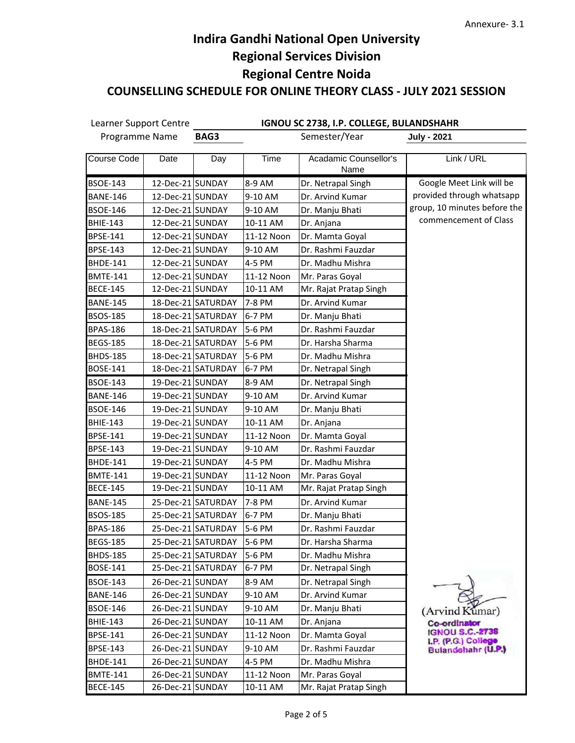Annexure- 3.1

# Indira Gandhi National Open University
## Regional Services Division
## Regional Centre Noida
### COUNSELLING SCHEDULE FOR ONLINE THEORY CLASS - JULY 2021 SESSION

Learner Support Centre: **IGNOU SC 2738, I.P. COLLEGE, BULANDSHAHR**

Programme Name: **BAG3** Semester/Year: **July - 2021**

| Course Code | Date | Day | Time | Acadamic Counsellor's Name | Link / URL |
|---|---|---|---|---|---|
| BSOE-143 | 12-Dec-21 | SUNDAY | 8-9 AM | Dr. Netrapal Singh | Google Meet Link will be provided through whatsapp group, 10 minutes before the commencement of Class |
| BANE-146 | 12-Dec-21 | SUNDAY | 9-10 AM | Dr. Arvind Kumar | |
| BSOE-146 | 12-Dec-21 | SUNDAY | 9-10 AM | Dr. Manju Bhati | |
| BHIE-143 | 12-Dec-21 | SUNDAY | 10-11 AM | Dr. Anjana | |
| BPSE-141 | 12-Dec-21 | SUNDAY | 11-12 Noon | Dr. Mamta Goyal | |
| BPSE-143 | 12-Dec-21 | SUNDAY | 9-10 AM | Dr. Rashmi Fauzdar | |
| BHDE-141 | 12-Dec-21 | SUNDAY | 4-5 PM | Dr. Madhu Mishra | |
| BMTE-141 | 12-Dec-21 | SUNDAY | 11-12 Noon | Mr. Paras Goyal | |
| BECE-145 | 12-Dec-21 | SUNDAY | 10-11 AM | Mr. Rajat Pratap Singh | |
| BANE-145 | 18-Dec-21 | SATURDAY | 7-8 PM | Dr. Arvind Kumar | |
| BSOS-185 | 18-Dec-21 | SATURDAY | 6-7 PM | Dr. Manju Bhati | |
| BPAS-186 | 18-Dec-21 | SATURDAY | 5-6 PM | Dr. Rashmi Fauzdar | |
| BEGS-185 | 18-Dec-21 | SATURDAY | 5-6 PM | Dr. Harsha Sharma | |
| BHDS-185 | 18-Dec-21 | SATURDAY | 5-6 PM | Dr. Madhu Mishra | |
| BOSE-141 | 18-Dec-21 | SATURDAY | 6-7 PM | Dr. Netrapal Singh | |
| BSOE-143 | 19-Dec-21 | SUNDAY | 8-9 AM | Dr. Netrapal Singh | |
| BANE-146 | 19-Dec-21 | SUNDAY | 9-10 AM | Dr. Arvind Kumar | |
| BSOE-146 | 19-Dec-21 | SUNDAY | 9-10 AM | Dr. Manju Bhati | |
| BHIE-143 | 19-Dec-21 | SUNDAY | 10-11 AM | Dr. Anjana | |
| BPSE-141 | 19-Dec-21 | SUNDAY | 11-12 Noon | Dr. Mamta Goyal | |
| BPSE-143 | 19-Dec-21 | SUNDAY | 9-10 AM | Dr. Rashmi Fauzdar | |
| BHDE-141 | 19-Dec-21 | SUNDAY | 4-5 PM | Dr. Madhu Mishra | |
| BMTE-141 | 19-Dec-21 | SUNDAY | 11-12 Noon | Mr. Paras Goyal | |
| BECE-145 | 19-Dec-21 | SUNDAY | 10-11 AM | Mr. Rajat Pratap Singh | |
| BANE-145 | 25-Dec-21 | SATURDAY | 7-8 PM | Dr. Arvind Kumar | |
| BSOS-185 | 25-Dec-21 | SATURDAY | 6-7 PM | Dr. Manju Bhati | |
| BPAS-186 | 25-Dec-21 | SATURDAY | 5-6 PM | Dr. Rashmi Fauzdar | |
| BEGS-185 | 25-Dec-21 | SATURDAY | 5-6 PM | Dr. Harsha Sharma | |
| BHDS-185 | 25-Dec-21 | SATURDAY | 5-6 PM | Dr. Madhu Mishra | |
| BOSE-141 | 25-Dec-21 | SATURDAY | 6-7 PM | Dr. Netrapal Singh | |
| BSOE-143 | 26-Dec-21 | SUNDAY | 8-9 AM | Dr. Netrapal Singh | |
| BANE-146 | 26-Dec-21 | SUNDAY | 9-10 AM | Dr. Arvind Kumar | |
| BSOE-146 | 26-Dec-21 | SUNDAY | 9-10 AM | Dr. Manju Bhati | |
| BHIE-143 | 26-Dec-21 | SUNDAY | 10-11 AM | Dr. Anjana | |
| BPSE-141 | 26-Dec-21 | SUNDAY | 11-12 Noon | Dr. Mamta Goyal | |
| BPSE-143 | 26-Dec-21 | SUNDAY | 9-10 AM | Dr. Rashmi Fauzdar | |
| BHDE-141 | 26-Dec-21 | SUNDAY | 4-5 PM | Dr. Madhu Mishra | |
| BMTE-141 | 26-Dec-21 | SUNDAY | 11-12 Noon | Mr. Paras Goyal | |
| BECE-145 | 26-Dec-21 | SUNDAY | 10-11 AM | Mr. Rajat Pratap Singh | |

(Arvind Kumar)
Co-ordinator
IGNOU S.C.-2738
I.P. (P.G.) College
Bulandshahr (U.P.)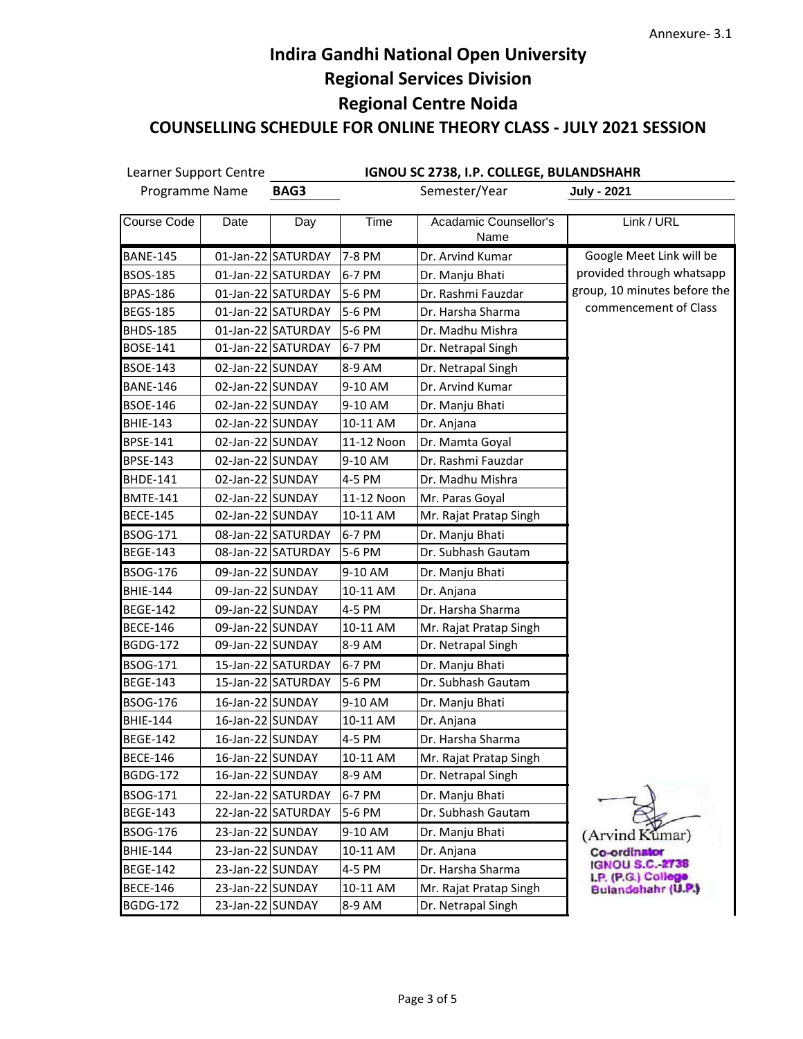Annexure- 3.1

# Indira Gandhi National Open University

## Regional Services Division

## Regional Centre Noida

### COUNSELLING SCHEDULE FOR ONLINE THEORY CLASS - JULY 2021 SESSION

Learner Support Centre: **IGNOU SC 2738, I.P. COLLEGE, BULANDSHAHR**

Programme Name: **BAG3** Semester/Year: **July - 2021**

| Course Code | Date | Day | Time | Acadamic Counsellor's Name | Link / URL |
|---|---|---|---|---|---|
| BANE-145 | 01-Jan-22 | SATURDAY | 7-8 PM | Dr. Arvind Kumar | Google Meet Link will be provided through whatsapp group, 10 minutes before the commencement of Class |
| BSOS-185 | 01-Jan-22 | SATURDAY | 6-7 PM | Dr. Manju Bhati | |
| BPAS-186 | 01-Jan-22 | SATURDAY | 5-6 PM | Dr. Rashmi Fauzdar | |
| BEGS-185 | 01-Jan-22 | SATURDAY | 5-6 PM | Dr. Harsha Sharma | |
| BHDS-185 | 01-Jan-22 | SATURDAY | 5-6 PM | Dr. Madhu Mishra | |
| BOSE-141 | 01-Jan-22 | SATURDAY | 6-7 PM | Dr. Netrapal Singh | |
| BSOE-143 | 02-Jan-22 | SUNDAY | 8-9 AM | Dr. Netrapal Singh | |
| BANE-146 | 02-Jan-22 | SUNDAY | 9-10 AM | Dr. Arvind Kumar | |
| BSOE-146 | 02-Jan-22 | SUNDAY | 9-10 AM | Dr. Manju Bhati | |
| BHIE-143 | 02-Jan-22 | SUNDAY | 10-11 AM | Dr. Anjana | |
| BPSE-141 | 02-Jan-22 | SUNDAY | 11-12 Noon | Dr. Mamta Goyal | |
| BPSE-143 | 02-Jan-22 | SUNDAY | 9-10 AM | Dr. Rashmi Fauzdar | |
| BHDE-141 | 02-Jan-22 | SUNDAY | 4-5 PM | Dr. Madhu Mishra | |
| BMTE-141 | 02-Jan-22 | SUNDAY | 11-12 Noon | Mr. Paras Goyal | |
| BECE-145 | 02-Jan-22 | SUNDAY | 10-11 AM | Mr. Rajat Pratap Singh | |
| BSOG-171 | 08-Jan-22 | SATURDAY | 6-7 PM | Dr. Manju Bhati | |
| BEGE-143 | 08-Jan-22 | SATURDAY | 5-6 PM | Dr. Subhash Gautam | |
| BSOG-176 | 09-Jan-22 | SUNDAY | 9-10 AM | Dr. Manju Bhati | |
| BHIE-144 | 09-Jan-22 | SUNDAY | 10-11 AM | Dr. Anjana | |
| BEGE-142 | 09-Jan-22 | SUNDAY | 4-5 PM | Dr. Harsha Sharma | |
| BECE-146 | 09-Jan-22 | SUNDAY | 10-11 AM | Mr. Rajat Pratap Singh | |
| BGDG-172 | 09-Jan-22 | SUNDAY | 8-9 AM | Dr. Netrapal Singh | |
| BSOG-171 | 15-Jan-22 | SATURDAY | 6-7 PM | Dr. Manju Bhati | |
| BEGE-143 | 15-Jan-22 | SATURDAY | 5-6 PM | Dr. Subhash Gautam | |
| BSOG-176 | 16-Jan-22 | SUNDAY | 9-10 AM | Dr. Manju Bhati | |
| BHIE-144 | 16-Jan-22 | SUNDAY | 10-11 AM | Dr. Anjana | |
| BEGE-142 | 16-Jan-22 | SUNDAY | 4-5 PM | Dr. Harsha Sharma | |
| BECE-146 | 16-Jan-22 | SUNDAY | 10-11 AM | Mr. Rajat Pratap Singh | |
| BGDG-172 | 16-Jan-22 | SUNDAY | 8-9 AM | Dr. Netrapal Singh | |
| BSOG-171 | 22-Jan-22 | SATURDAY | 6-7 PM | Dr. Manju Bhati | |
| BEGE-143 | 22-Jan-22 | SATURDAY | 5-6 PM | Dr. Subhash Gautam | |
| BSOG-176 | 23-Jan-22 | SUNDAY | 9-10 AM | Dr. Manju Bhati | |
| BHIE-144 | 23-Jan-22 | SUNDAY | 10-11 AM | Dr. Anjana | |
| BEGE-142 | 23-Jan-22 | SUNDAY | 4-5 PM | Dr. Harsha Sharma | |
| BECE-146 | 23-Jan-22 | SUNDAY | 10-11 AM | Mr. Rajat Pratap Singh | |
| BGDG-172 | 23-Jan-22 | SUNDAY | 8-9 AM | Dr. Netrapal Singh | |

(Arvind Kumar)
Co-ordinator
IGNOU S.C.-2738
I.P. (P.G.) College
Bulandshahr (U.P.)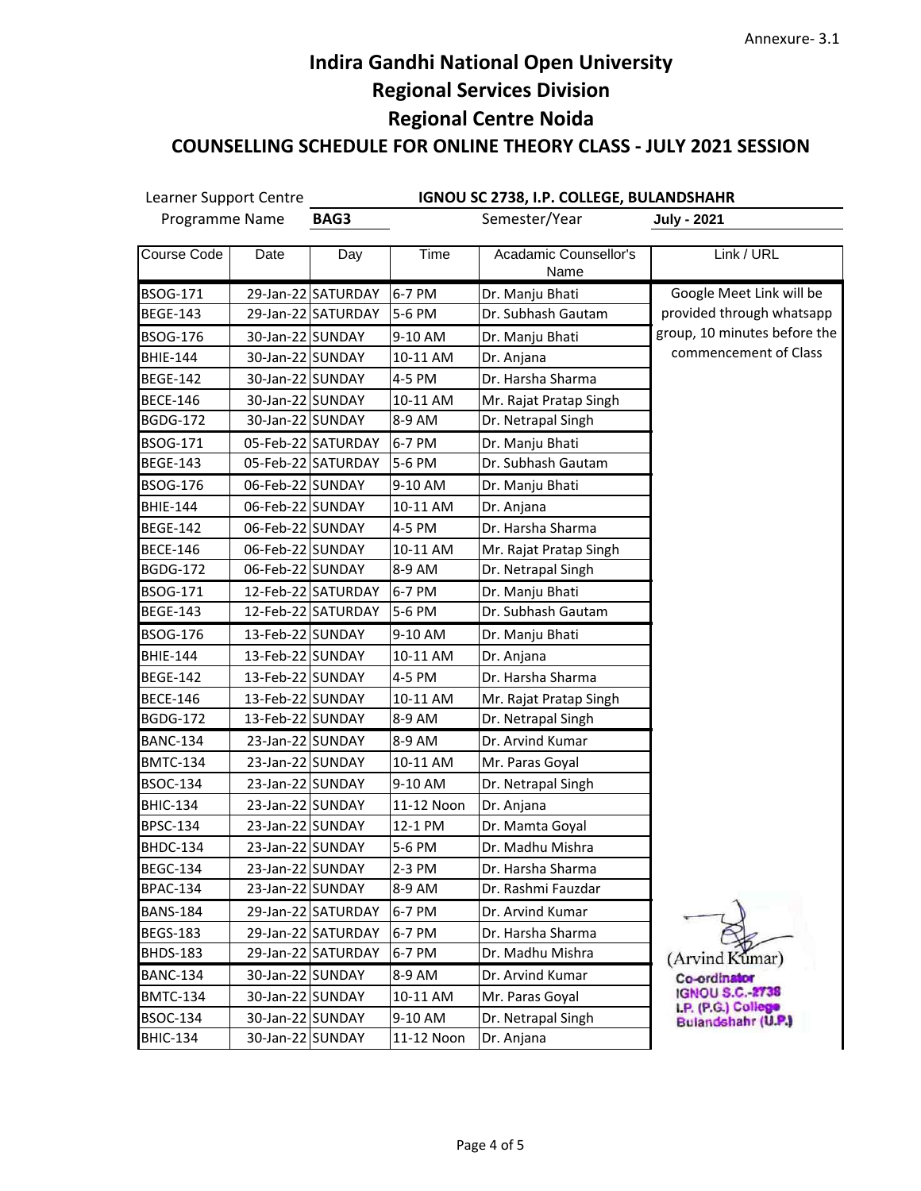Annexure- 3.1

# Indira Gandhi National Open University
## Regional Services Division
## Regional Centre Noida
### COUNSELLING SCHEDULE FOR ONLINE THEORY CLASS - JULY 2021 SESSION

Learner Support Centre: **IGNOU SC 2738, I.P. COLLEGE, BULANDSHAHR**

Programme Name: **BAG3** Semester/Year: **July - 2021**

| Course Code | Date | Day | Time | Acadamic Counsellor's Name | Link / URL |
|---|---|---|---|---|---|
| BSOG-171 | 29-Jan-22 | SATURDAY | 6-7 PM | Dr. Manju Bhati | Google Meet Link will be provided through whatsapp group, 10 minutes before the commencement of Class |
| BEGE-143 | 29-Jan-22 | SATURDAY | 5-6 PM | Dr. Subhash Gautam | |
| BSOG-176 | 30-Jan-22 | SUNDAY | 9-10 AM | Dr. Manju Bhati | |
| BHIE-144 | 30-Jan-22 | SUNDAY | 10-11 AM | Dr. Anjana | |
| BEGE-142 | 30-Jan-22 | SUNDAY | 4-5 PM | Dr. Harsha Sharma | |
| BECE-146 | 30-Jan-22 | SUNDAY | 10-11 AM | Mr. Rajat Pratap Singh | |
| BGDG-172 | 30-Jan-22 | SUNDAY | 8-9 AM | Dr. Netrapal Singh | |
| BSOG-171 | 05-Feb-22 | SATURDAY | 6-7 PM | Dr. Manju Bhati | |
| BEGE-143 | 05-Feb-22 | SATURDAY | 5-6 PM | Dr. Subhash Gautam | |
| BSOG-176 | 06-Feb-22 | SUNDAY | 9-10 AM | Dr. Manju Bhati | |
| BHIE-144 | 06-Feb-22 | SUNDAY | 10-11 AM | Dr. Anjana | |
| BEGE-142 | 06-Feb-22 | SUNDAY | 4-5 PM | Dr. Harsha Sharma | |
| BECE-146 | 06-Feb-22 | SUNDAY | 10-11 AM | Mr. Rajat Pratap Singh | |
| BGDG-172 | 06-Feb-22 | SUNDAY | 8-9 AM | Dr. Netrapal Singh | |
| BSOG-171 | 12-Feb-22 | SATURDAY | 6-7 PM | Dr. Manju Bhati | |
| BEGE-143 | 12-Feb-22 | SATURDAY | 5-6 PM | Dr. Subhash Gautam | |
| BSOG-176 | 13-Feb-22 | SUNDAY | 9-10 AM | Dr. Manju Bhati | |
| BHIE-144 | 13-Feb-22 | SUNDAY | 10-11 AM | Dr. Anjana | |
| BEGE-142 | 13-Feb-22 | SUNDAY | 4-5 PM | Dr. Harsha Sharma | |
| BECE-146 | 13-Feb-22 | SUNDAY | 10-11 AM | Mr. Rajat Pratap Singh | |
| BGDG-172 | 13-Feb-22 | SUNDAY | 8-9 AM | Dr. Netrapal Singh | |
| BANC-134 | 23-Jan-22 | SUNDAY | 8-9 AM | Dr. Arvind Kumar | |
| BMTC-134 | 23-Jan-22 | SUNDAY | 10-11 AM | Mr. Paras Goyal | |
| BSOC-134 | 23-Jan-22 | SUNDAY | 9-10 AM | Dr. Netrapal Singh | |
| BHIC-134 | 23-Jan-22 | SUNDAY | 11-12 Noon | Dr. Anjana | |
| BPSC-134 | 23-Jan-22 | SUNDAY | 12-1 PM | Dr. Mamta Goyal | |
| BHDC-134 | 23-Jan-22 | SUNDAY | 5-6 PM | Dr. Madhu Mishra | |
| BEGC-134 | 23-Jan-22 | SUNDAY | 2-3 PM | Dr. Harsha Sharma | |
| BPAC-134 | 23-Jan-22 | SUNDAY | 8-9 AM | Dr. Rashmi Fauzdar | |
| BANS-184 | 29-Jan-22 | SATURDAY | 6-7 PM | Dr. Arvind Kumar | |
| BEGS-183 | 29-Jan-22 | SATURDAY | 6-7 PM | Dr. Harsha Sharma | |
| BHDS-183 | 29-Jan-22 | SATURDAY | 6-7 PM | Dr. Madhu Mishra | |
| BANC-134 | 30-Jan-22 | SUNDAY | 8-9 AM | Dr. Arvind Kumar | |
| BMTC-134 | 30-Jan-22 | SUNDAY | 10-11 AM | Mr. Paras Goyal | |
| BSOC-134 | 30-Jan-22 | SUNDAY | 9-10 AM | Dr. Netrapal Singh | |
| BHIC-134 | 30-Jan-22 | SUNDAY | 11-12 Noon | Dr. Anjana | |

(Arvind Kumar)
Co-ordinator
IGNOU S.C.-2738
I.P. (P.G.) College
Bulandshahr (U.P.)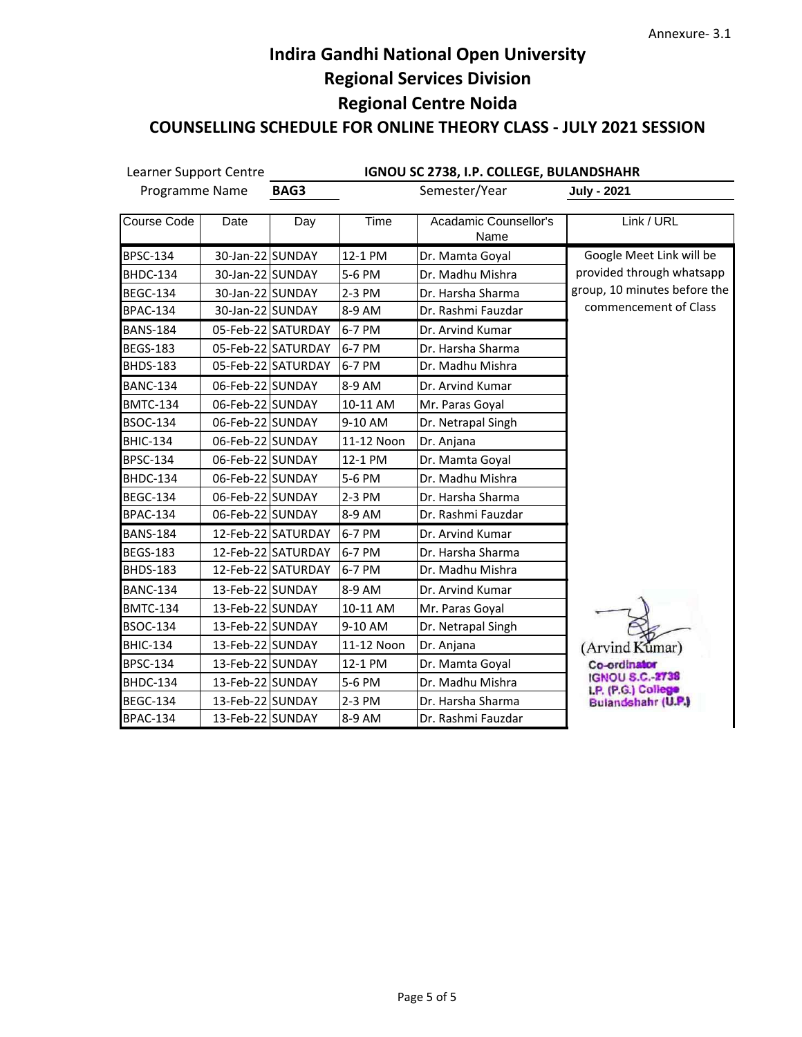Annexure- 3.1

# Indira Gandhi National Open University
## Regional Services Division
## Regional Centre Noida
### COUNSELLING SCHEDULE FOR ONLINE THEORY CLASS - JULY 2021 SESSION

Learner Support Centre **IGNOU SC 2738, I.P. COLLEGE, BULANDSHAHR**

Programme Name **BAG3** Semester/Year **July - 2021**

| Course Code | Date | Day | Time | Acadamic Counsellor's Name | Link / URL |
|---|---|---|---|---|---|
| BPSC-134 | 30-Jan-22 | SUNDAY | 12-1 PM | Dr. Mamta Goyal | Google Meet Link will be provided through whatsapp group, 10 minutes before the commencement of Class |
| BHDC-134 | 30-Jan-22 | SUNDAY | 5-6 PM | Dr. Madhu Mishra | |
| BEGC-134 | 30-Jan-22 | SUNDAY | 2-3 PM | Dr. Harsha Sharma | |
| BPAC-134 | 30-Jan-22 | SUNDAY | 8-9 AM | Dr. Rashmi Fauzdar | |
| BANS-184 | 05-Feb-22 | SATURDAY | 6-7 PM | Dr. Arvind Kumar | |
| BEGS-183 | 05-Feb-22 | SATURDAY | 6-7 PM | Dr. Harsha Sharma | |
| BHDS-183 | 05-Feb-22 | SATURDAY | 6-7 PM | Dr. Madhu Mishra | |
| BANC-134 | 06-Feb-22 | SUNDAY | 8-9 AM | Dr. Arvind Kumar | |
| BMTC-134 | 06-Feb-22 | SUNDAY | 10-11 AM | Mr. Paras Goyal | |
| BSOC-134 | 06-Feb-22 | SUNDAY | 9-10 AM | Dr. Netrapal Singh | |
| BHIC-134 | 06-Feb-22 | SUNDAY | 11-12 Noon | Dr. Anjana | |
| BPSC-134 | 06-Feb-22 | SUNDAY | 12-1 PM | Dr. Mamta Goyal | |
| BHDC-134 | 06-Feb-22 | SUNDAY | 5-6 PM | Dr. Madhu Mishra | |
| BEGC-134 | 06-Feb-22 | SUNDAY | 2-3 PM | Dr. Harsha Sharma | |
| BPAC-134 | 06-Feb-22 | SUNDAY | 8-9 AM | Dr. Rashmi Fauzdar | |
| BANS-184 | 12-Feb-22 | SATURDAY | 6-7 PM | Dr. Arvind Kumar | |
| BEGS-183 | 12-Feb-22 | SATURDAY | 6-7 PM | Dr. Harsha Sharma | |
| BHDS-183 | 12-Feb-22 | SATURDAY | 6-7 PM | Dr. Madhu Mishra | |
| BANC-134 | 13-Feb-22 | SUNDAY | 8-9 AM | Dr. Arvind Kumar | |
| BMTC-134 | 13-Feb-22 | SUNDAY | 10-11 AM | Mr. Paras Goyal | |
| BSOC-134 | 13-Feb-22 | SUNDAY | 9-10 AM | Dr. Netrapal Singh | |
| BHIC-134 | 13-Feb-22 | SUNDAY | 11-12 Noon | Dr. Anjana | |
| BPSC-134 | 13-Feb-22 | SUNDAY | 12-1 PM | Dr. Mamta Goyal | |
| BHDC-134 | 13-Feb-22 | SUNDAY | 5-6 PM | Dr. Madhu Mishra | |
| BEGC-134 | 13-Feb-22 | SUNDAY | 2-3 PM | Dr. Harsha Sharma | |
| BPAC-134 | 13-Feb-22 | SUNDAY | 8-9 AM | Dr. Rashmi Fauzdar | |

(Arvind Kumar)
Co-ordinator
IGNOU S.C.-2738
I.P. (P.G.) College
Bulandshahr (U.P.)